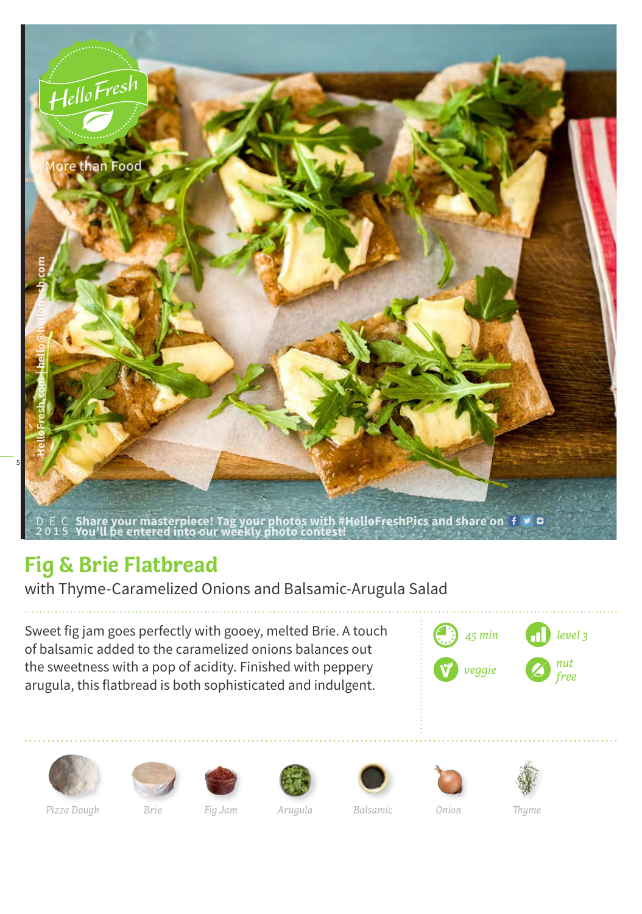# Fig & Brie Flatbread

with Thyme-Caramelized Onions and Balsamic-Arugula Salad

Sweet fig jam goes perfectly with gooey, melted Brie. A touch of balsamic added to the caramelized onions balances out the sweetness with a pop of acidity. Finished with peppery arugula, this flatbread is both sophisticated and indulgent.

*45 min* | *level 3* | *veggie* | *nut free*

*Pizza Dough* | *Brie* | *Fig Jam* | *Arugula* | *Balsamic* | *Onion* | *Thyme*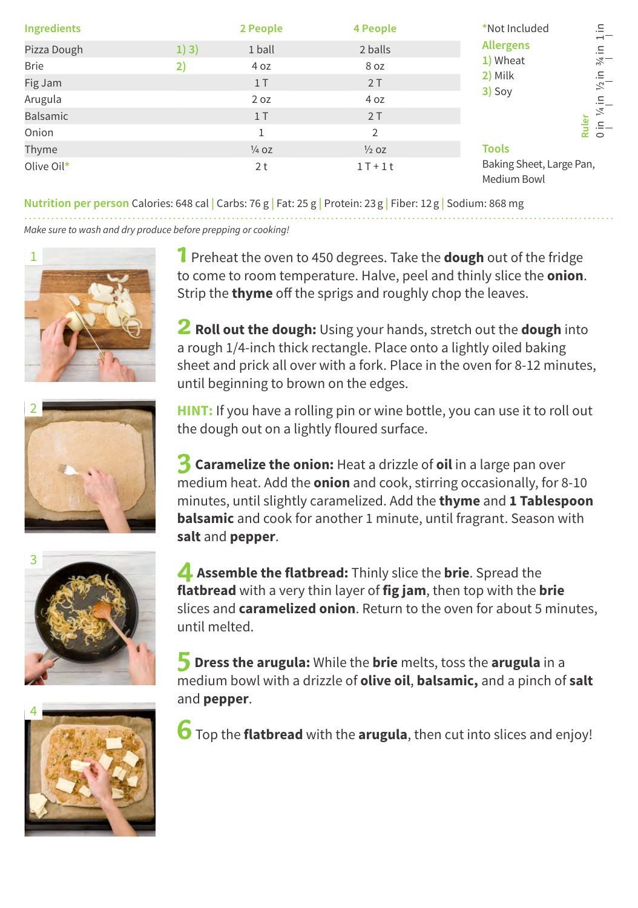| Ingredients | | 2 People | 4 People |
|---|---|---|---|
| Pizza Dough | 1) 3) | 1 ball | 2 balls |
| Brie | 2) | 4 oz | 8 oz |
| Fig Jam | | 1 T | 2 T |
| Arugula | | 2 oz | 4 oz |
| Balsamic | | 1 T | 2 T |
| Onion | | 1 | 2 |
| Thyme | | ¼ oz | ½ oz |
| Olive Oil* | | 2 t | 1 T + 1 t |

*Not Included

**Allergens**

1) Wheat
2) Milk
3) Soy

**Tools**

Baking Sheet, Large Pan, Medium Bowl

Ruler: 0 in | ¼ in | ½ in | ¾ in | 1 in

**Nutrition per person** Calories: 648 cal | Carbs: 76 g | Fat: 25 g | Protein: 23 g | Fiber: 12 g | Sodium: 868 mg

*Make sure to wash and dry produce before prepping or cooking!*

**1** Preheat the oven to 450 degrees. Take the **dough** out of the fridge to come to room temperature. Halve, peel and thinly slice the **onion**. Strip the **thyme** off the sprigs and roughly chop the leaves.

**2** **Roll out the dough:** Using your hands, stretch out the **dough** into a rough 1/4-inch thick rectangle. Place onto a lightly oiled baking sheet and prick all over with a fork. Place in the oven for 8-12 minutes, until beginning to brown on the edges.

**HINT:** If you have a rolling pin or wine bottle, you can use it to roll out the dough out on a lightly floured surface.

**3** **Caramelize the onion:** Heat a drizzle of **oil** in a large pan over medium heat. Add the **onion** and cook, stirring occasionally, for 8-10 minutes, until slightly caramelized. Add the **thyme** and **1 Tablespoon balsamic** and cook for another 1 minute, until fragrant. Season with **salt** and **pepper**.

**4** **Assemble the flatbread:** Thinly slice the **brie**. Spread the **flatbread** with a very thin layer of **fig jam**, then top with the **brie** slices and **caramelized onion**. Return to the oven for about 5 minutes, until melted.

**5** **Dress the arugula:** While the **brie** melts, toss the **arugula** in a medium bowl with a drizzle of **olive oil**, **balsamic,** and a pinch of **salt** and **pepper**.

**6** Top the **flatbread** with the **arugula**, then cut into slices and enjoy!